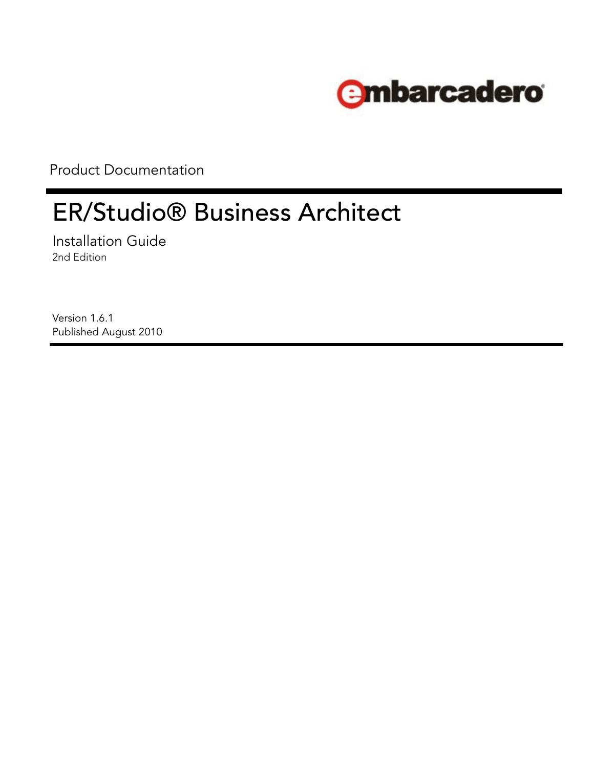embarcadero

Product Documentation

# ER/Studio® Business Architect

## Installation Guide

2nd Edition

Version 1.6.1
Published August 2010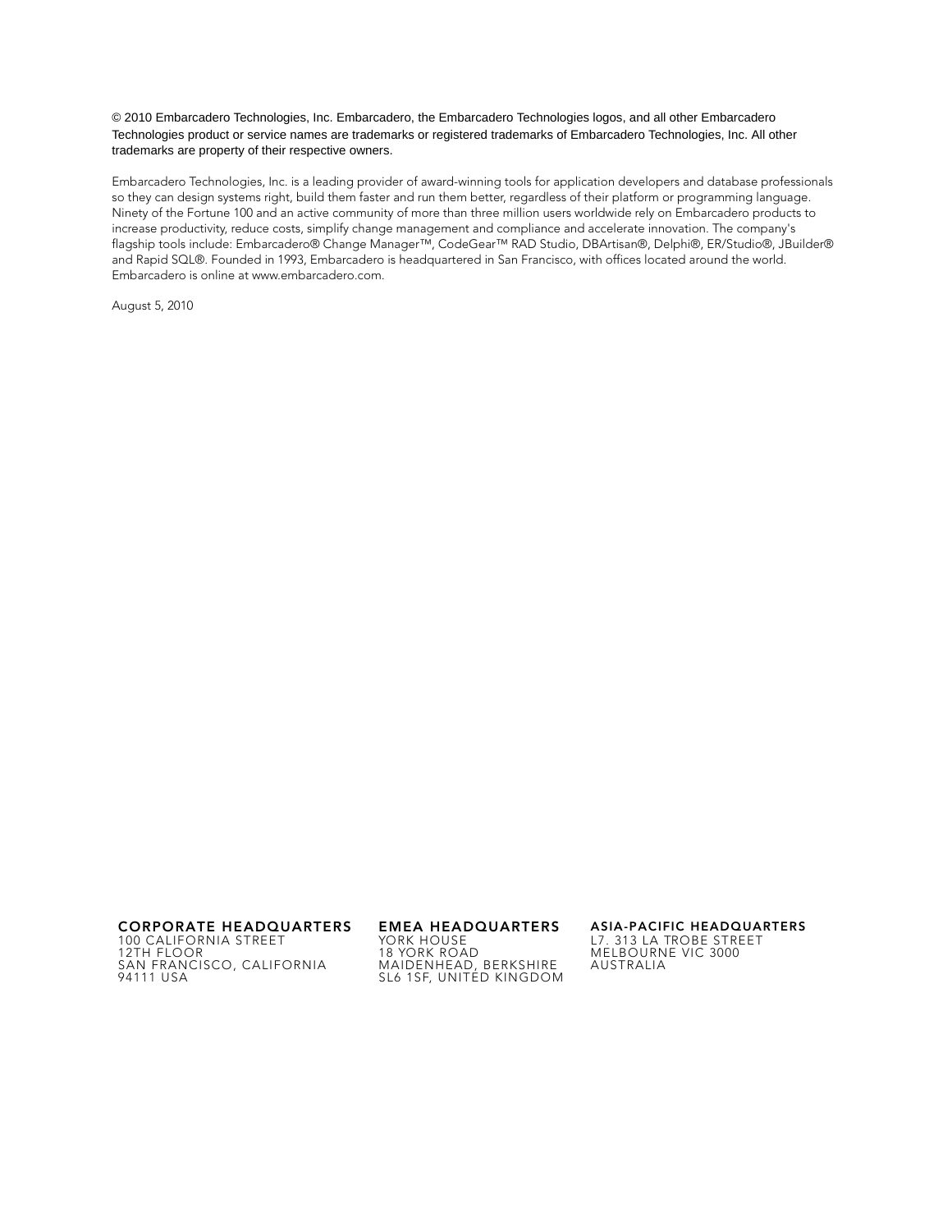© 2010 Embarcadero Technologies, Inc. Embarcadero, the Embarcadero Technologies logos, and all other Embarcadero Technologies product or service names are trademarks or registered trademarks of Embarcadero Technologies, Inc. All other trademarks are property of their respective owners.

Embarcadero Technologies, Inc. is a leading provider of award-winning tools for application developers and database professionals so they can design systems right, build them faster and run them better, regardless of their platform or programming language. Ninety of the Fortune 100 and an active community of more than three million users worldwide rely on Embarcadero products to increase productivity, reduce costs, simplify change management and compliance and accelerate innovation. The company's flagship tools include: Embarcadero® Change Manager™, CodeGear™ RAD Studio, DBArtisan®, Delphi®, ER/Studio®, JBuilder® and Rapid SQL®. Founded in 1993, Embarcadero is headquartered in San Francisco, with offices located around the world. Embarcadero is online at www.embarcadero.com.

August 5, 2010

**CORPORATE HEADQUARTERS**
100 CALIFORNIA STREET
12TH FLOOR
SAN FRANCISCO, CALIFORNIA
94111 USA

**EMEA HEADQUARTERS**
YORK HOUSE
18 YORK ROAD
MAIDENHEAD, BERKSHIRE
SL6 1SF, UNITED KINGDOM

**ASIA-PACIFIC HEADQUARTERS**
L7. 313 LA TROBE STREET
MELBOURNE VIC 3000
AUSTRALIA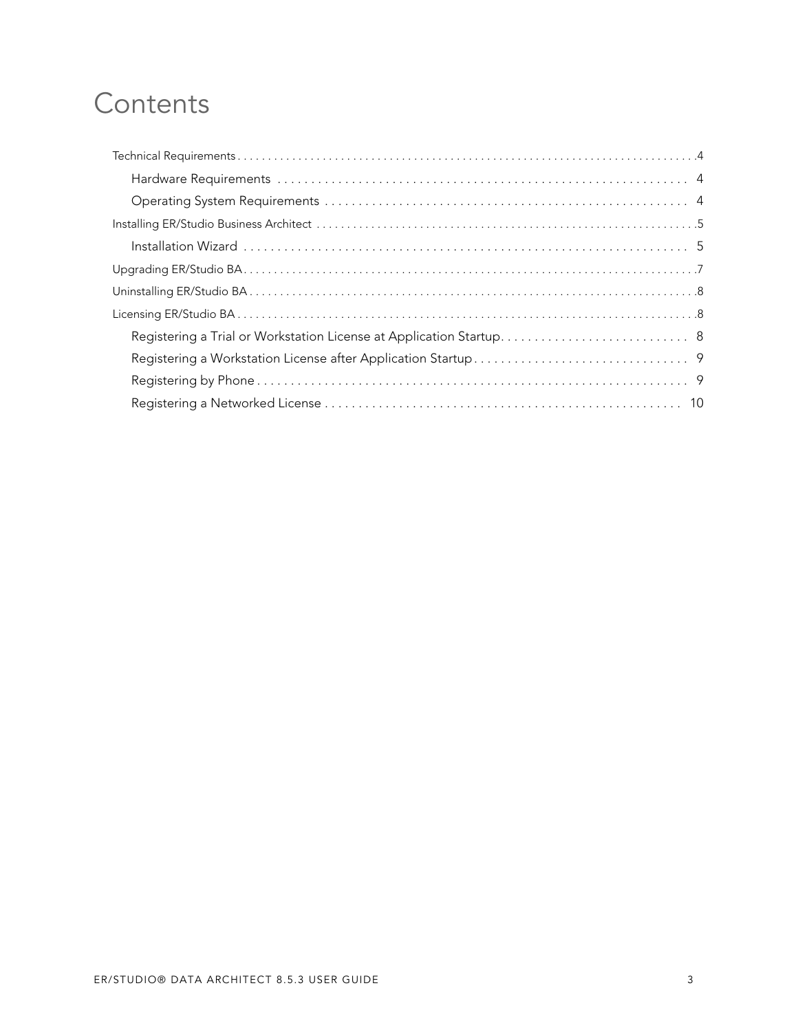# Contents

- Technical Requirements . . . . . . . . . . 4
  - Hardware Requirements . . . . . . . . . . 4
  - Operating System Requirements . . . . . . . . . . 4
- Installing ER/Studio Business Architect . . . . . . . . . . 5
  - Installation Wizard . . . . . . . . . . 5
- Upgrading ER/Studio BA . . . . . . . . . . 7
- Uninstalling ER/Studio BA . . . . . . . . . . 8
- Licensing ER/Studio BA . . . . . . . . . . 8
  - Registering a Trial or Workstation License at Application Startup . . . . . . . . . . 8
  - Registering a Workstation License after Application Startup . . . . . . . . . . 9
  - Registering by Phone . . . . . . . . . . 9
  - Registering a Networked License . . . . . . . . . . 10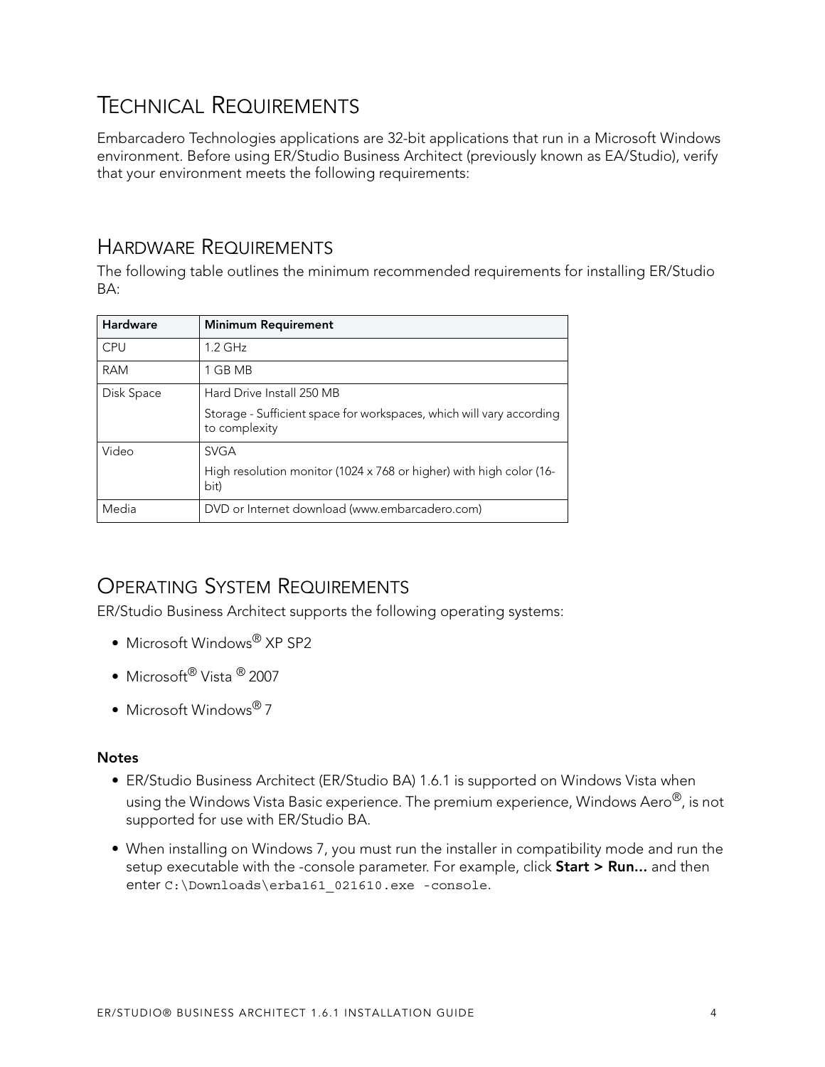# Technical Requirements

Embarcadero Technologies applications are 32-bit applications that run in a Microsoft Windows environment. Before using ER/Studio Business Architect (previously known as EA/Studio), verify that your environment meets the following requirements:

## Hardware Requirements

The following table outlines the minimum recommended requirements for installing ER/Studio BA:

| Hardware | Minimum Requirement |
|---|---|
| CPU | 1.2 GHz |
| RAM | 1 GB MB |
| Disk Space | Hard Drive Install 250 MB<br><br>Storage - Sufficient space for workspaces, which will vary according to complexity |
| Video | SVGA<br><br>High resolution monitor (1024 x 768 or higher) with high color (16-bit) |
| Media | DVD or Internet download (www.embarcadero.com) |

## Operating System Requirements

ER/Studio Business Architect supports the following operating systems:

- Microsoft Windows® XP SP2
- Microsoft® Vista ® 2007
- Microsoft Windows® 7

### Notes

- ER/Studio Business Architect (ER/Studio BA) 1.6.1 is supported on Windows Vista when using the Windows Vista Basic experience. The premium experience, Windows Aero®, is not supported for use with ER/Studio BA.
- When installing on Windows 7, you must run the installer in compatibility mode and run the setup executable with the -console parameter. For example, click **Start > Run...** and then enter `C:\Downloads\erba161_021610.exe -console`.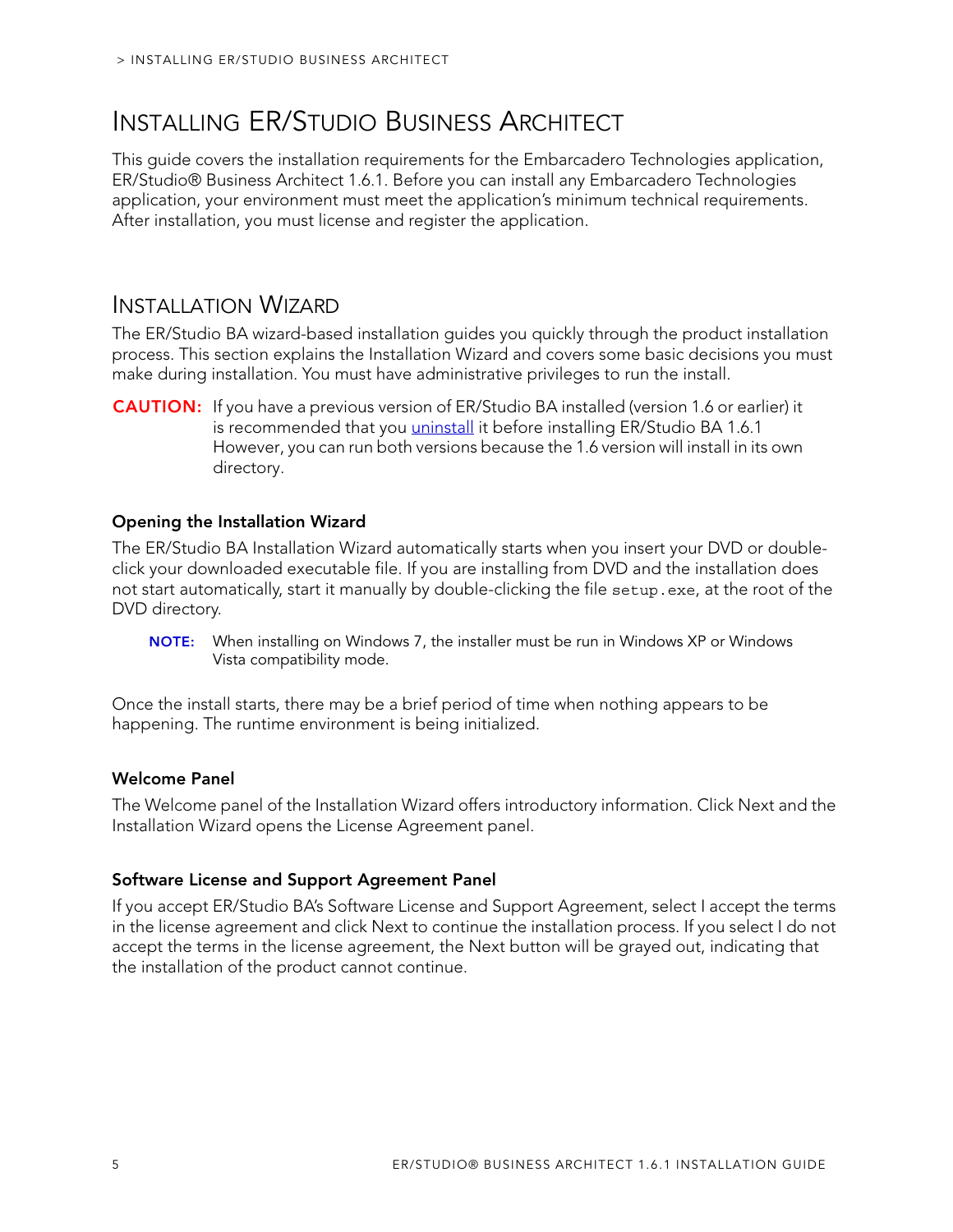# Installing ER/Studio Business Architect

This guide covers the installation requirements for the Embarcadero Technologies application, ER/Studio® Business Architect 1.6.1. Before you can install any Embarcadero Technologies application, your environment must meet the application's minimum technical requirements. After installation, you must license and register the application.

## Installation Wizard

The ER/Studio BA wizard-based installation guides you quickly through the product installation process. This section explains the Installation Wizard and covers some basic decisions you must make during installation. You must have administrative privileges to run the install.

**CAUTION:** If you have a previous version of ER/Studio BA installed (version 1.6 or earlier) it is recommended that you uninstall it before installing ER/Studio BA 1.6.1 However, you can run both versions because the 1.6 version will install in its own directory.

### Opening the Installation Wizard

The ER/Studio BA Installation Wizard automatically starts when you insert your DVD or double-click your downloaded executable file. If you are installing from DVD and the installation does not start automatically, start it manually by double-clicking the file `setup.exe`, at the root of the DVD directory.

**NOTE:** When installing on Windows 7, the installer must be run in Windows XP or Windows Vista compatibility mode.

Once the install starts, there may be a brief period of time when nothing appears to be happening. The runtime environment is being initialized.

### Welcome Panel

The Welcome panel of the Installation Wizard offers introductory information. Click Next and the Installation Wizard opens the License Agreement panel.

### Software License and Support Agreement Panel

If you accept ER/Studio BA's Software License and Support Agreement, select I accept the terms in the license agreement and click Next to continue the installation process. If you select I do not accept the terms in the license agreement, the Next button will be grayed out, indicating that the installation of the product cannot continue.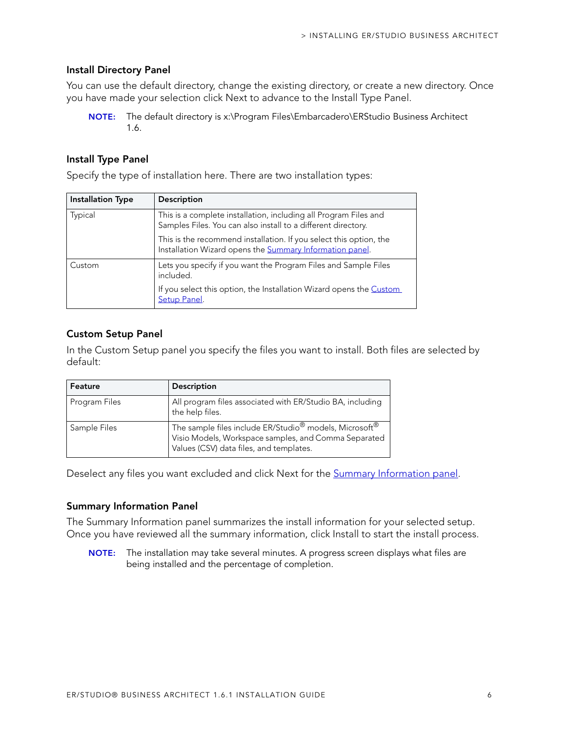### Install Directory Panel

You can use the default directory, change the existing directory, or create a new directory. Once you have made your selection click Next to advance to the Install Type Panel.

> **NOTE:** The default directory is x:\Program Files\Embarcadero\ERStudio Business Architect 1.6.

### Install Type Panel

Specify the type of installation here. There are two installation types:

| Installation Type | Description |
|---|---|
| Typical | This is a complete installation, including all Program Files and Samples Files. You can also install to a different directory.<br><br>This is the recommend installation. If you select this option, the Installation Wizard opens the Summary Information panel. |
| Custom | Lets you specify if you want the Program Files and Sample Files included.<br><br>If you select this option, the Installation Wizard opens the Custom Setup Panel. |

### Custom Setup Panel

In the Custom Setup panel you specify the files you want to install. Both files are selected by default:

| Feature | Description |
|---|---|
| Program Files | All program files associated with ER/Studio BA, including the help files. |
| Sample Files | The sample files include ER/Studio® models, Microsoft® Visio Models, Workspace samples, and Comma Separated Values (CSV) data files, and templates. |

Deselect any files you want excluded and click Next for the Summary Information panel.

### Summary Information Panel

The Summary Information panel summarizes the install information for your selected setup. Once you have reviewed all the summary information, click Install to start the install process.

> **NOTE:** The installation may take several minutes. A progress screen displays what files are being installed and the percentage of completion.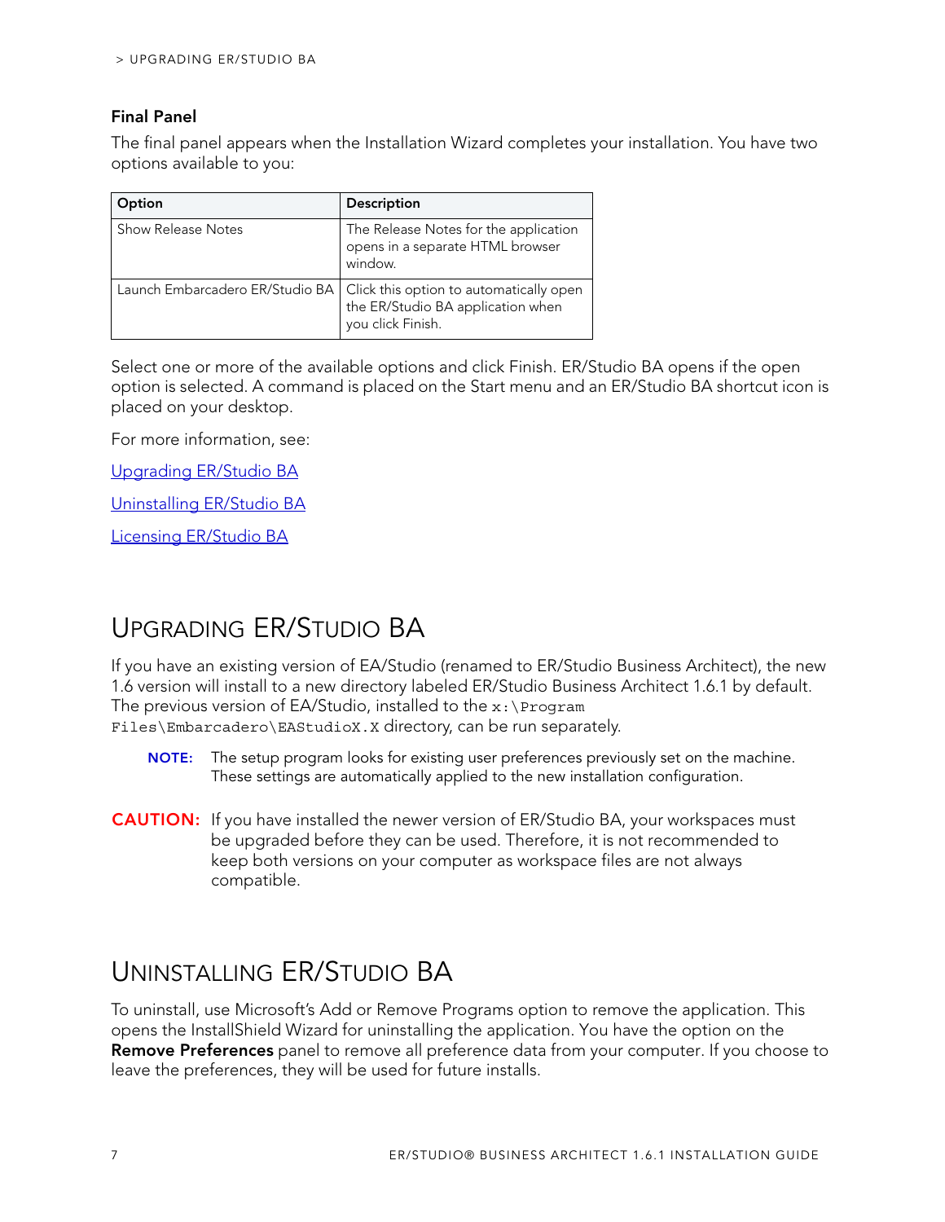### Final Panel

The final panel appears when the Installation Wizard completes your installation. You have two options available to you:

| Option | Description |
| --- | --- |
| Show Release Notes | The Release Notes for the application opens in a separate HTML browser window. |
| Launch Embarcadero ER/Studio BA | Click this option to automatically open the ER/Studio BA application when you click Finish. |

Select one or more of the available options and click Finish. ER/Studio BA opens if the open option is selected. A command is placed on the Start menu and an ER/Studio BA shortcut icon is placed on your desktop.

For more information, see:

Upgrading ER/Studio BA

Uninstalling ER/Studio BA

Licensing ER/Studio BA

## Upgrading ER/Studio BA

If you have an existing version of EA/Studio (renamed to ER/Studio Business Architect), the new 1.6 version will install to a new directory labeled ER/Studio Business Architect 1.6.1 by default. The previous version of EA/Studio, installed to the `x:\Program Files\Embarcadero\EAStudioX.X` directory, can be run separately.

**NOTE:** The setup program looks for existing user preferences previously set on the machine. These settings are automatically applied to the new installation configuration.

**CAUTION:** If you have installed the newer version of ER/Studio BA, your workspaces must be upgraded before they can be used. Therefore, it is not recommended to keep both versions on your computer as workspace files are not always compatible.

## Uninstalling ER/Studio BA

To uninstall, use Microsoft's Add or Remove Programs option to remove the application. This opens the InstallShield Wizard for uninstalling the application. You have the option on the **Remove Preferences** panel to remove all preference data from your computer. If you choose to leave the preferences, they will be used for future installs.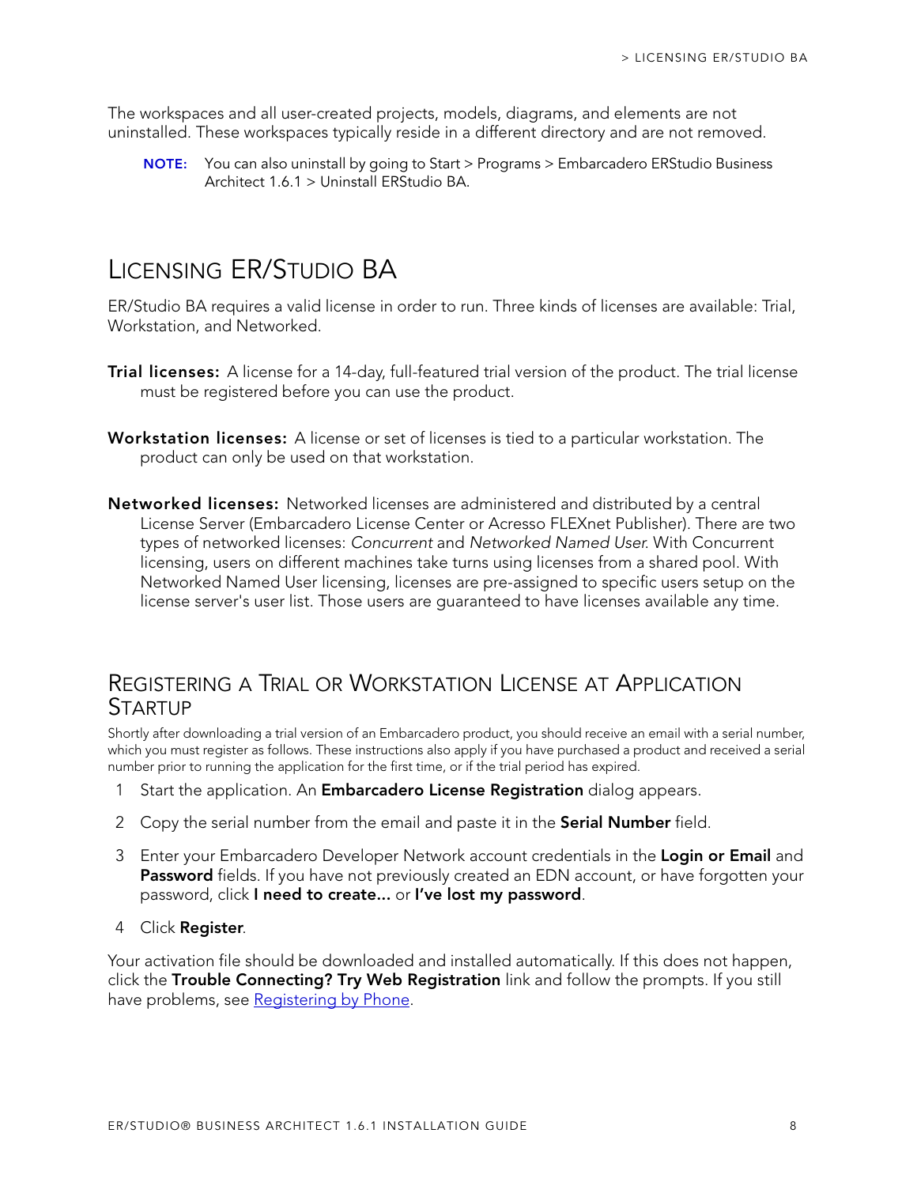The workspaces and all user-created projects, models, diagrams, and elements are not uninstalled. These workspaces typically reside in a different directory and are not removed.

> **NOTE:** You can also uninstall by going to Start > Programs > Embarcadero ERStudio Business Architect 1.6.1 > Uninstall ERStudio BA.

# Licensing ER/Studio BA

ER/Studio BA requires a valid license in order to run. Three kinds of licenses are available: Trial, Workstation, and Networked.

**Trial licenses:** A license for a 14-day, full-featured trial version of the product. The trial license must be registered before you can use the product.

**Workstation licenses:** A license or set of licenses is tied to a particular workstation. The product can only be used on that workstation.

**Networked licenses:** Networked licenses are administered and distributed by a central License Server (Embarcadero License Center or Acresso FLEXnet Publisher). There are two types of networked licenses: *Concurrent* and *Networked Named User*. With Concurrent licensing, users on different machines take turns using licenses from a shared pool. With Networked Named User licensing, licenses are pre-assigned to specific users setup on the license server's user list. Those users are guaranteed to have licenses available any time.

## Registering a Trial or Workstation License at Application Startup

Shortly after downloading a trial version of an Embarcadero product, you should receive an email with a serial number, which you must register as follows. These instructions also apply if you have purchased a product and received a serial number prior to running the application for the first time, or if the trial period has expired.

1. Start the application. An **Embarcadero License Registration** dialog appears.
2. Copy the serial number from the email and paste it in the **Serial Number** field.
3. Enter your Embarcadero Developer Network account credentials in the **Login or Email** and **Password** fields. If you have not previously created an EDN account, or have forgotten your password, click **I need to create...** or **I've lost my password**.
4. Click **Register**.

Your activation file should be downloaded and installed automatically. If this does not happen, click the **Trouble Connecting? Try Web Registration** link and follow the prompts. If you still have problems, see Registering by Phone.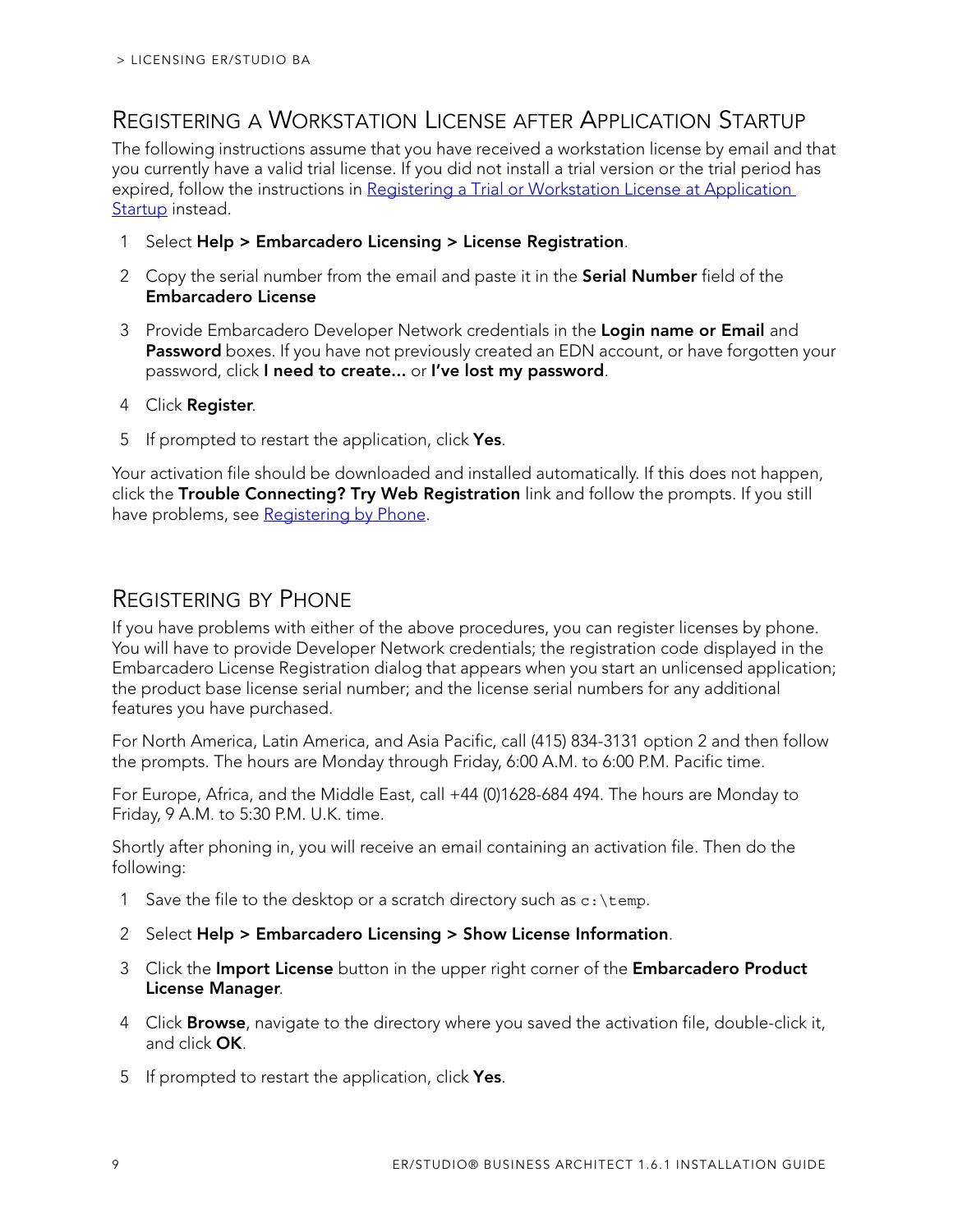## Registering a Workstation License after Application Startup

The following instructions assume that you have received a workstation license by email and that you currently have a valid trial license. If you did not install a trial version or the trial period has expired, follow the instructions in Registering a Trial or Workstation License at Application Startup instead.

1. Select **Help > Embarcadero Licensing > License Registration**.
2. Copy the serial number from the email and paste it in the **Serial Number** field of the **Embarcadero License**
3. Provide Embarcadero Developer Network credentials in the **Login name or Email** and **Password** boxes. If you have not previously created an EDN account, or have forgotten your password, click **I need to create...** or **I've lost my password**.
4. Click **Register**.
5. If prompted to restart the application, click **Yes**.

Your activation file should be downloaded and installed automatically. If this does not happen, click the **Trouble Connecting? Try Web Registration** link and follow the prompts. If you still have problems, see Registering by Phone.

## Registering by Phone

If you have problems with either of the above procedures, you can register licenses by phone. You will have to provide Developer Network credentials; the registration code displayed in the Embarcadero License Registration dialog that appears when you start an unlicensed application; the product base license serial number; and the license serial numbers for any additional features you have purchased.

For North America, Latin America, and Asia Pacific, call (415) 834-3131 option 2 and then follow the prompts. The hours are Monday through Friday, 6:00 A.M. to 6:00 P.M. Pacific time.

For Europe, Africa, and the Middle East, call +44 (0)1628-684 494. The hours are Monday to Friday, 9 A.M. to 5:30 P.M. U.K. time.

Shortly after phoning in, you will receive an email containing an activation file. Then do the following:

1. Save the file to the desktop or a scratch directory such as `c:\temp`.
2. Select **Help > Embarcadero Licensing > Show License Information**.
3. Click the **Import License** button in the upper right corner of the **Embarcadero Product License Manager**.
4. Click **Browse**, navigate to the directory where you saved the activation file, double-click it, and click **OK**.
5. If prompted to restart the application, click **Yes**.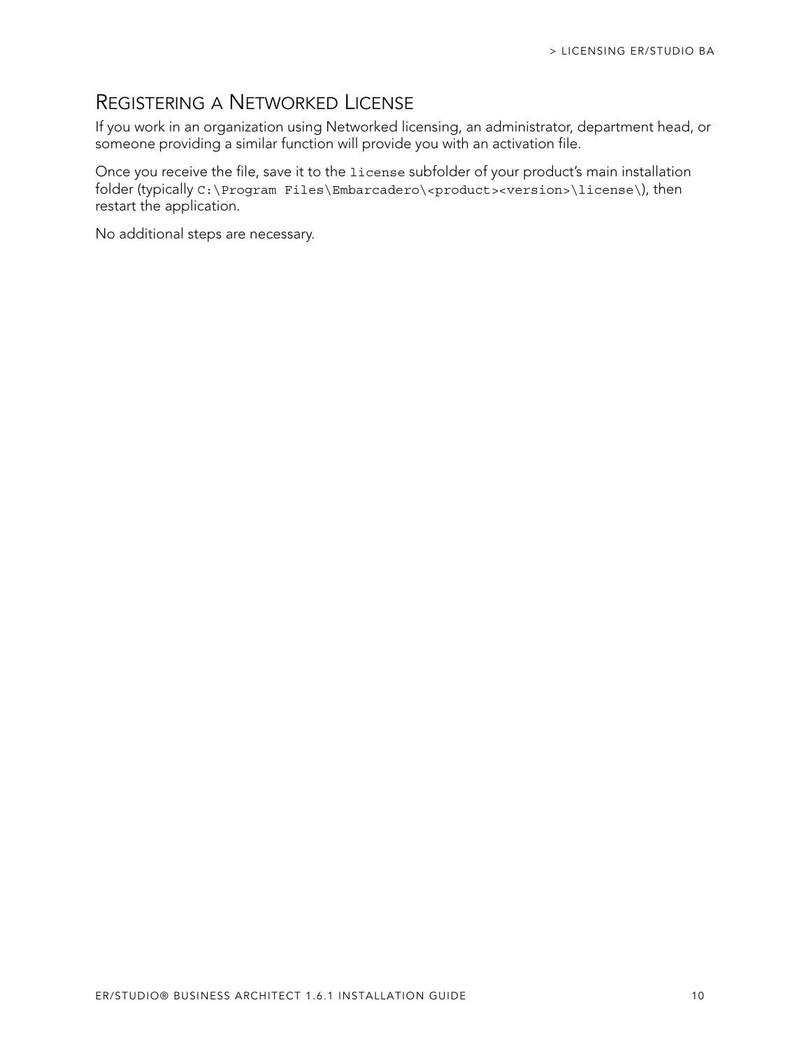## Registering a Networked License

If you work in an organization using Networked licensing, an administrator, department head, or someone providing a similar function will provide you with an activation file.

Once you receive the file, save it to the `license` subfolder of your product's main installation folder (typically `C:\Program Files\Embarcadero\<product><version>\license\`), then restart the application.

No additional steps are necessary.